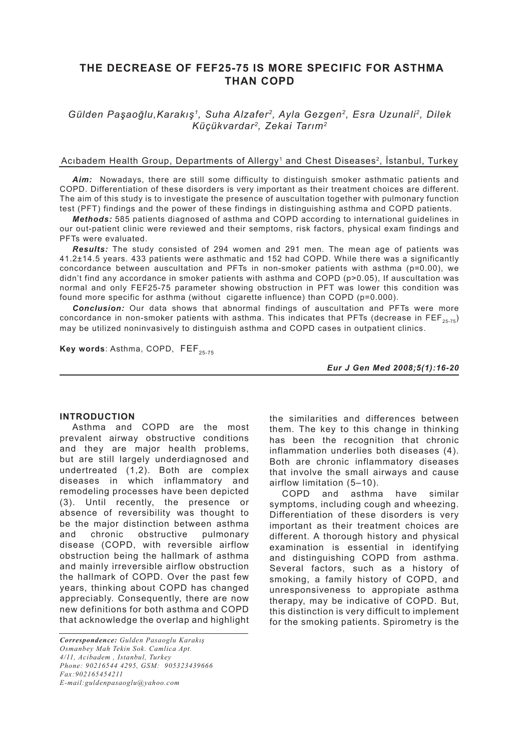# THE DECREASE OF FEF25-75 IS MORE SPECIFIC FOR ASTHMA THAN COPD

*Gülden Paşaoğlu,Karakış[1], Suha Alzafer[2], Ayla Gezgen[2], Esra Uzunali[2], Dilek Küçükvardar[2], Zekai Tarım[2]*

Acıbadem Health Group, Departments of Allergy[1] and Chest Diseases[2], İstanbul, Turkey

***Aim:*** Nowadays, there are still some difficulty to distinguish smoker asthmatic patients and COPD. Differentiation of these disorders is very important as their treatment choices are different. The aim of this study is to investigate the presence of auscultation together with pulmonary function test (PFT) findings and the power of these findings in distinguishing asthma and COPD patients.

***Methods:*** 585 patients diagnosed of asthma and COPD according to international guidelines in our out-patient clinic were reviewed and their semptoms, risk factors, physical exam findings and PFTs were evaluated.

***Results:*** The study consisted of 294 women and 291 men. The mean age of patients was 41.2±14.5 years. 433 patients were asthmatic and 152 had COPD. While there was a significantly concordance between auscultation and PFTs in non-smoker patients with asthma (p=0.00), we didn't find any accordance in smoker patients with asthma and COPD (p>0.05), If auscultation was normal and only FEF25-75 parameter showing obstruction in PFT was lower this condition was found more specific for asthma (without cigarette influence) than COPD (p=0.000).

***Conclusion:*** Our data shows that abnormal findings of auscultation and PFTs were more concordance in non-smoker patients with asthma. This indicates that PFTs (decrease in $FEF_{25-75}$) may be utilized noninvasively to distinguish asthma and COPD cases in outpatient clinics.

**Key words**: Asthma, COPD, $FEF_{25-75}$

## INTRODUCTION

Asthma and COPD are the most prevalent airway obstructive conditions and they are major health problems, but are still largely underdiagnosed and undertreated (1,2). Both are complex diseases in which inflammatory and remodeling processes have been depicted (3). Until recently, the presence or absence of reversibility was thought to be the major distinction between asthma and chronic obstructive pulmonary disease (COPD, with reversible airflow obstruction being the hallmark of asthma and mainly irreversible airflow obstruction the hallmark of COPD. Over the past few years, thinking about COPD has changed appreciably. Consequently, there are now new definitions for both asthma and COPD that acknowledge the overlap and highlight the similarities and differences between them. The key to this change in thinking has been the recognition that chronic inflammation underlies both diseases (4). Both are chronic inflammatory diseases that involve the small airways and cause airflow limitation (5–10).

COPD and asthma have similar symptoms, including cough and wheezing. Differentiation of these disorders is very important as their treatment choices are different. A thorough history and physical examination is essential in identifying and distinguishing COPD from asthma. Several factors, such as a history of smoking, a family history of COPD, and unresponsiveness to appropiate asthma therapy, may be indicative of COPD. But, this distinction is very difficult to implement for the smoking patients. Spirometry is the

*Correspondence: Gulden Pasaoglu Karakış*
*Osmanbey Mah Tekin Sok. Camlica Apt.*
*4/11, Acibadem , Istanbul, Turkey*
*Phone: 90216544 4295, GSM: 905323439666*
*Fax:902165454211*
*E-mail:guldenpasaoglu@yahoo.com*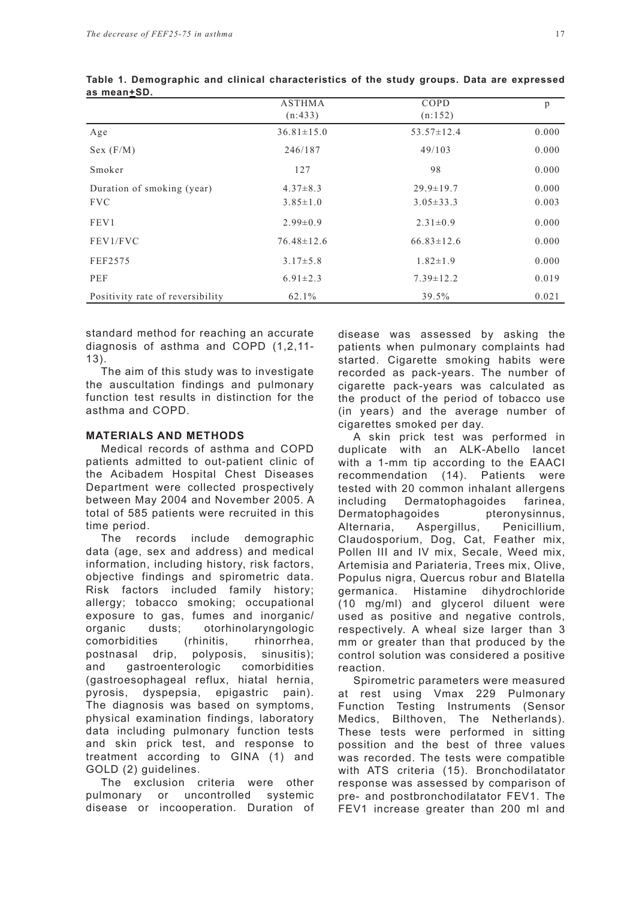**Table 1. Demographic and clinical characteristics of the study groups. Data are expressed as mean±SD.**

| | ASTHMA (n:433) | COPD (n:152) | p |
|---|---|---|---|
| Age | 36.81±15.0 | 53.57±12.4 | 0.000 |
| Sex (F/M) | 246/187 | 49/103 | 0.000 |
| Smoker | 127 | 98 | 0.000 |
| Duration of smoking (year) | 4.37±8.3 | 29.9±19.7 | 0.000 |
| FVC | 3.85±1.0 | 3.05±33.3 | 0.003 |
| FEV1 | 2.99±0.9 | 2.31±0.9 | 0.000 |
| FEV1/FVC | 76.48±12.6 | 66.83±12.6 | 0.000 |
| FEF2575 | 3.17±5.8 | 1.82±1.9 | 0.000 |
| PEF | 6.91±2.3 | 7.39±12.2 | 0.019 |
| Positivity rate of reversibility | 62.1% | 39.5% | 0.021 |

standard method for reaching an accurate diagnosis of asthma and COPD (1,2,11-13).

The aim of this study was to investigate the auscultation findings and pulmonary function test results in distinction for the asthma and COPD.

## MATERIALS AND METHODS

Medical records of asthma and COPD patients admitted to out-patient clinic of the Acibadem Hospital Chest Diseases Department were collected prospectively between May 2004 and November 2005. A total of 585 patients were recruited in this time period.

The records include demographic data (age, sex and address) and medical information, including history, risk factors, objective findings and spirometric data. Risk factors included family history; allergy; tobacco smoking; occupational exposure to gas, fumes and inorganic/organic dusts; otorhinolaryngologic comorbidities (rhinitis, rhinorrhea, postnasal drip, polyposis, sinusitis); and gastroenterologic comorbidities (gastroesophageal reflux, hiatal hernia, pyrosis, dyspepsia, epigastric pain). The diagnosis was based on symptoms, physical examination findings, laboratory data including pulmonary function tests and skin prick test, and response to treatment according to GINA (1) and GOLD (2) guidelines.

The exclusion criteria were other pulmonary or uncontrolled systemic disease or incooperation. Duration of disease was assessed by asking the patients when pulmonary complaints had started. Cigarette smoking habits were recorded as pack-years. The number of cigarette pack-years was calculated as the product of the period of tobacco use (in years) and the average number of cigarettes smoked per day.

A skin prick test was performed in duplicate with an ALK-Abello lancet with a 1-mm tip according to the EAACI recommendation (14). Patients were tested with 20 common inhalant allergens including Dermatophagoides farinea, Dermatophagoides pteronysinnus, Alternaria, Aspergillus, Penicillium, Claudosporium, Dog, Cat, Feather mix, Pollen III and IV mix, Secale, Weed mix, Artemisia and Pariateria, Trees mix, Olive, Populus nigra, Quercus robur and Blatella germanica. Histamine dihydrochloride (10 mg/ml) and glycerol diluent were used as positive and negative controls, respectively. A wheal size larger than 3 mm or greater than that produced by the control solution was considered a positive reaction.

Spirometric parameters were measured at rest using Vmax 229 Pulmonary Function Testing Instruments (Sensor Medics, Bilthoven, The Netherlands). These tests were performed in sitting possition and the best of three values was recorded. The tests were compatible with ATS criteria (15). Bronchodilatator response was assessed by comparison of pre- and postbronchodilatator FEV1. The FEV1 increase greater than 200 ml and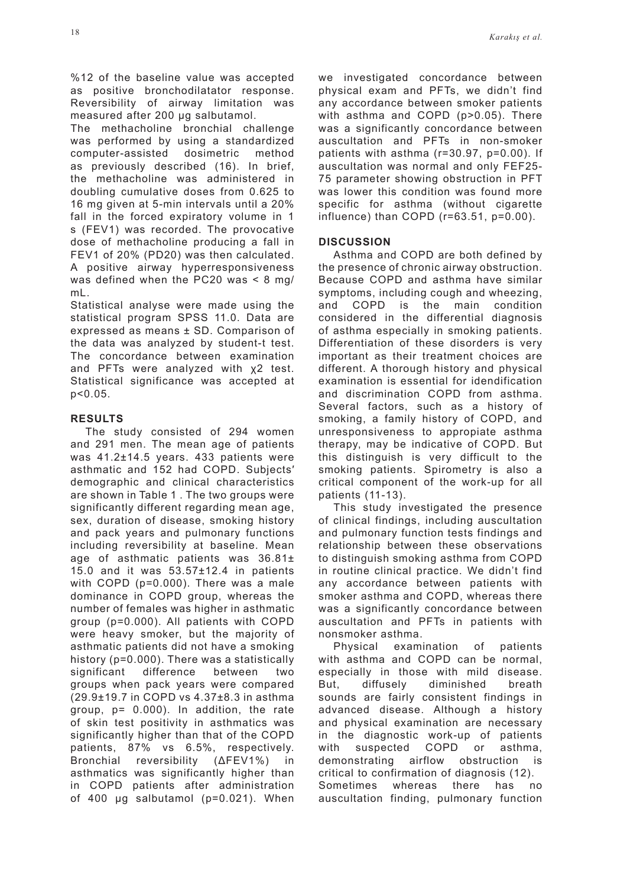%12 of the baseline value was accepted as positive bronchodilatator response. Reversibility of airway limitation was measured after 200 µg salbutamol.

The methacholine bronchial challenge was performed by using a standardized computer-assisted dosimetric method as previously described (16). In brief, the methacholine was administered in doubling cumulative doses from 0.625 to 16 mg given at 5-min intervals until a 20% fall in the forced expiratory volume in 1 s (FEV1) was recorded. The provocative dose of methacholine producing a fall in FEV1 of 20% (PD20) was then calculated. A positive airway hyperresponsiveness was defined when the PC20 was < 8 mg/mL.

Statistical analyse were made using the statistical program SPSS 11.0. Data are expressed as means ± SD. Comparison of the data was analyzed by student-t test. The concordance between examination and PFTs were analyzed with $\chi^2$ test. Statistical significance was accepted at $p<0.05$.

## RESULTS

The study consisted of 294 women and 291 men. The mean age of patients was 41.2±14.5 years. 433 patients were asthmatic and 152 had COPD. Subjects′ demographic and clinical characteristics are shown in Table 1 . The two groups were significantly different regarding mean age, sex, duration of disease, smoking history and pack years and pulmonary functions including reversibility at baseline. Mean age of asthmatic patients was 36.81± 15.0 and it was 53.57±12.4 in patients with COPD (p=0.000). There was a male dominance in COPD group, whereas the number of females was higher in asthmatic group (p=0.000). All patients with COPD were heavy smoker, but the majority of asthmatic patients did not have a smoking history (p=0.000). There was a statistically significant difference between two groups when pack years were compared (29.9±19.7 in COPD vs 4.37±8.3 in asthma group, p= 0.000). In addition, the rate of skin test positivity in asthmatics was significantly higher than that of the COPD patients, 87% vs 6.5%, respectively. Bronchial reversibility (ΔFEV1%) in asthmatics was significantly higher than in COPD patients after administration of 400 µg salbutamol (p=0.021). When we investigated concordance between physical exam and PFTs, we didn't find any accordance between smoker patients with asthma and COPD (p>0.05). There was a significantly concordance between auscultation and PFTs in non-smoker patients with asthma (r=30.97, p=0.00). If auscultation was normal and only FEF25-75 parameter showing obstruction in PFT was lower this condition was found more specific for asthma (without cigarette influence) than COPD (r=63.51, p=0.00).

## DISCUSSION

Asthma and COPD are both defined by the presence of chronic airway obstruction. Because COPD and asthma have similar symptoms, including cough and wheezing, and COPD is the main condition considered in the differential diagnosis of asthma especially in smoking patients. Differentiation of these disorders is very important as their treatment choices are different. A thorough history and physical examination is essential for idendification and discrimination COPD from asthma. Several factors, such as a history of smoking, a family history of COPD, and unresponsiveness to appropiate asthma therapy, may be indicative of COPD. But this distinguish is very difficult to the smoking patients. Spirometry is also a critical component of the work-up for all patients (11-13).

This study investigated the presence of clinical findings, including auscultation and pulmonary function tests findings and relationship between these observations to distinguish smoking asthma from COPD in routine clinical practice. We didn't find any accordance between patients with smoker asthma and COPD, whereas there was a significantly concordance between auscultation and PFTs in patients with nonsmoker asthma.

Physical examination of patients with asthma and COPD can be normal, especially in those with mild disease. But, diffusely diminished breath sounds are fairly consistent findings in advanced disease. Although a history and physical examination are necessary in the diagnostic work-up of patients with suspected COPD or asthma, demonstrating airflow obstruction is critical to confirmation of diagnosis (12).

Sometimes whereas there has no auscultation finding, pulmonary function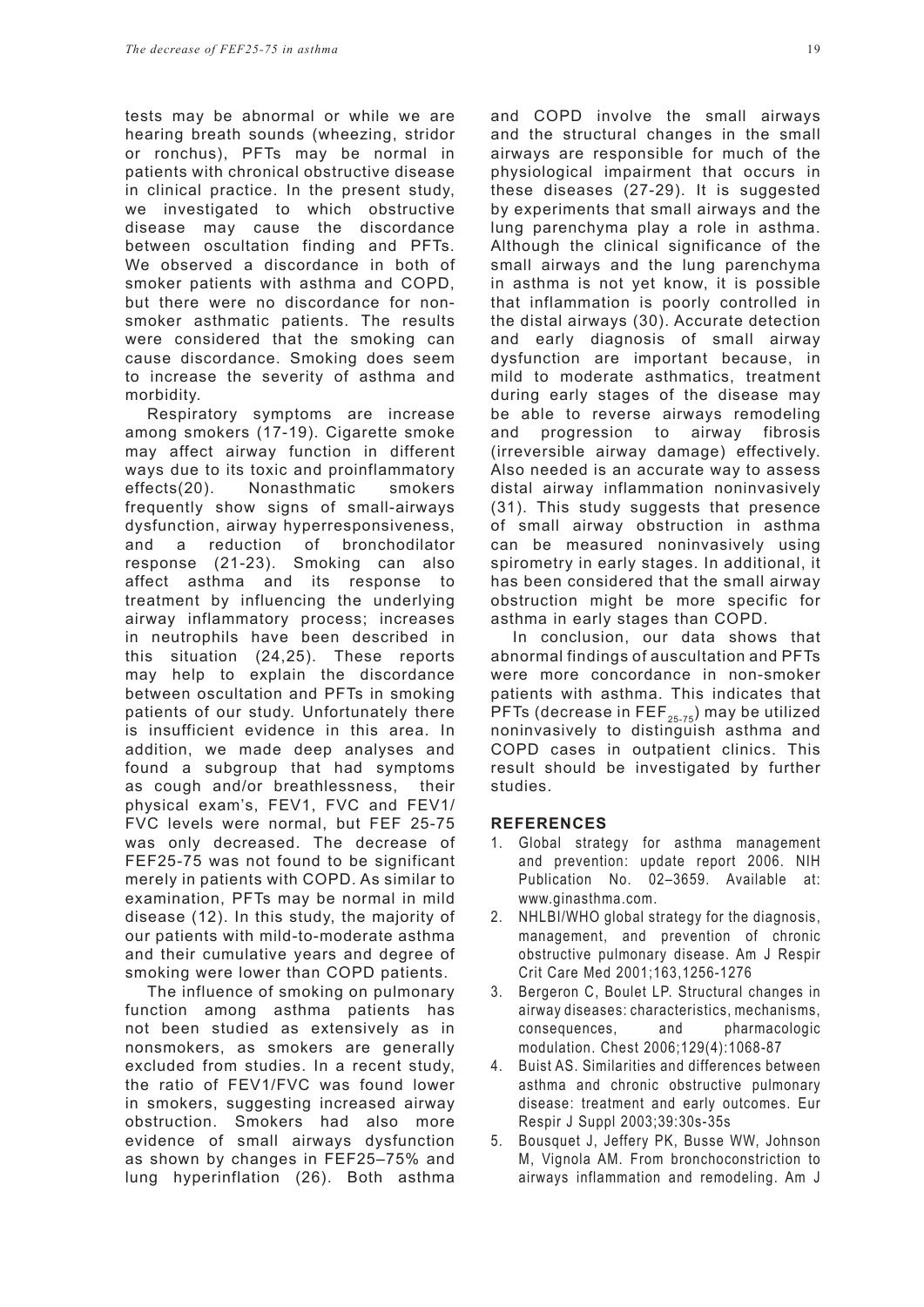tests may be abnormal or while we are hearing breath sounds (wheezing, stridor or ronchus), PFTs may be normal in patients with chronical obstructive disease in clinical practice. In the present study, we investigated to which obstructive disease may cause the discordance between oscultation finding and PFTs. We observed a discordance in both of smoker patients with asthma and COPD, but there were no discordance for non-smoker asthmatic patients. The results were considered that the smoking can cause discordance. Smoking does seem to increase the severity of asthma and morbidity.

Respiratory symptoms are increase among smokers (17-19). Cigarette smoke may affect airway function in different ways due to its toxic and proinflammatory effects(20). Nonasthmatic smokers frequently show signs of small-airways dysfunction, airway hyperresponsiveness, and a reduction of bronchodilator response (21-23). Smoking can also affect asthma and its response to treatment by influencing the underlying airway inflammatory process; increases in neutrophils have been described in this situation (24,25). These reports may help to explain the discordance between oscultation and PFTs in smoking patients of our study. Unfortunately there is insufficient evidence in this area. In addition, we made deep analyses and found a subgroup that had symptoms as cough and/or breathlessness, their physical exam's, FEV1, FVC and FEV1/FVC levels were normal, but FEF 25-75 was only decreased. The decrease of FEF25-75 was not found to be significant merely in patients with COPD. As similar to examination, PFTs may be normal in mild disease (12). In this study, the majority of our patients with mild-to-moderate asthma and their cumulative years and degree of smoking were lower than COPD patients.

The influence of smoking on pulmonary function among asthma patients has not been studied as extensively as in nonsmokers, as smokers are generally excluded from studies. In a recent study, the ratio of FEV1/FVC was found lower in smokers, suggesting increased airway obstruction. Smokers had also more evidence of small airways dysfunction as shown by changes in FEF25–75% and lung hyperinflation (26). Both asthma and COPD involve the small airways and the structural changes in the small airways are responsible for much of the physiological impairment that occurs in these diseases (27-29). It is suggested by experiments that small airways and the lung parenchyma play a role in asthma. Although the clinical significance of the small airways and the lung parenchyma in asthma is not yet know, it is possible that inflammation is poorly controlled in the distal airways (30). Accurate detection and early diagnosis of small airway dysfunction are important because, in mild to moderate asthmatics, treatment during early stages of the disease may be able to reverse airways remodeling and progression to airway fibrosis (irreversible airway damage) effectively. Also needed is an accurate way to assess distal airway inflammation noninvasively (31). This study suggests that presence of small airway obstruction in asthma can be measured noninvasively using spirometry in early stages. In additional, it has been considered that the small airway obstruction might be more specific for asthma in early stages than COPD.

In conclusion, our data shows that abnormal findings of auscultation and PFTs were more concordance in non-smoker patients with asthma. This indicates that PFTs (decrease in $FEF_{25-75}$) may be utilized noninvasively to distinguish asthma and COPD cases in outpatient clinics. This result should be investigated by further studies.

## REFERENCES

1. Global strategy for asthma management and prevention: update report 2006. NIH Publication No. 02–3659. Available at: www.ginasthma.com.
2. NHLBI/WHO global strategy for the diagnosis, management, and prevention of chronic obstructive pulmonary disease. Am J Respir Crit Care Med 2001;163,1256-1276
3. Bergeron C, Boulet LP. Structural changes in airway diseases: characteristics, mechanisms, consequences, and pharmacologic modulation. Chest 2006;129(4):1068-87
4. Buist AS. Similarities and differences between asthma and chronic obstructive pulmonary disease: treatment and early outcomes. Eur Respir J Suppl 2003;39:30s-35s
5. Bousquet J, Jeffery PK, Busse WW, Johnson M, Vignola AM. From bronchoconstriction to airways inflammation and remodeling. Am J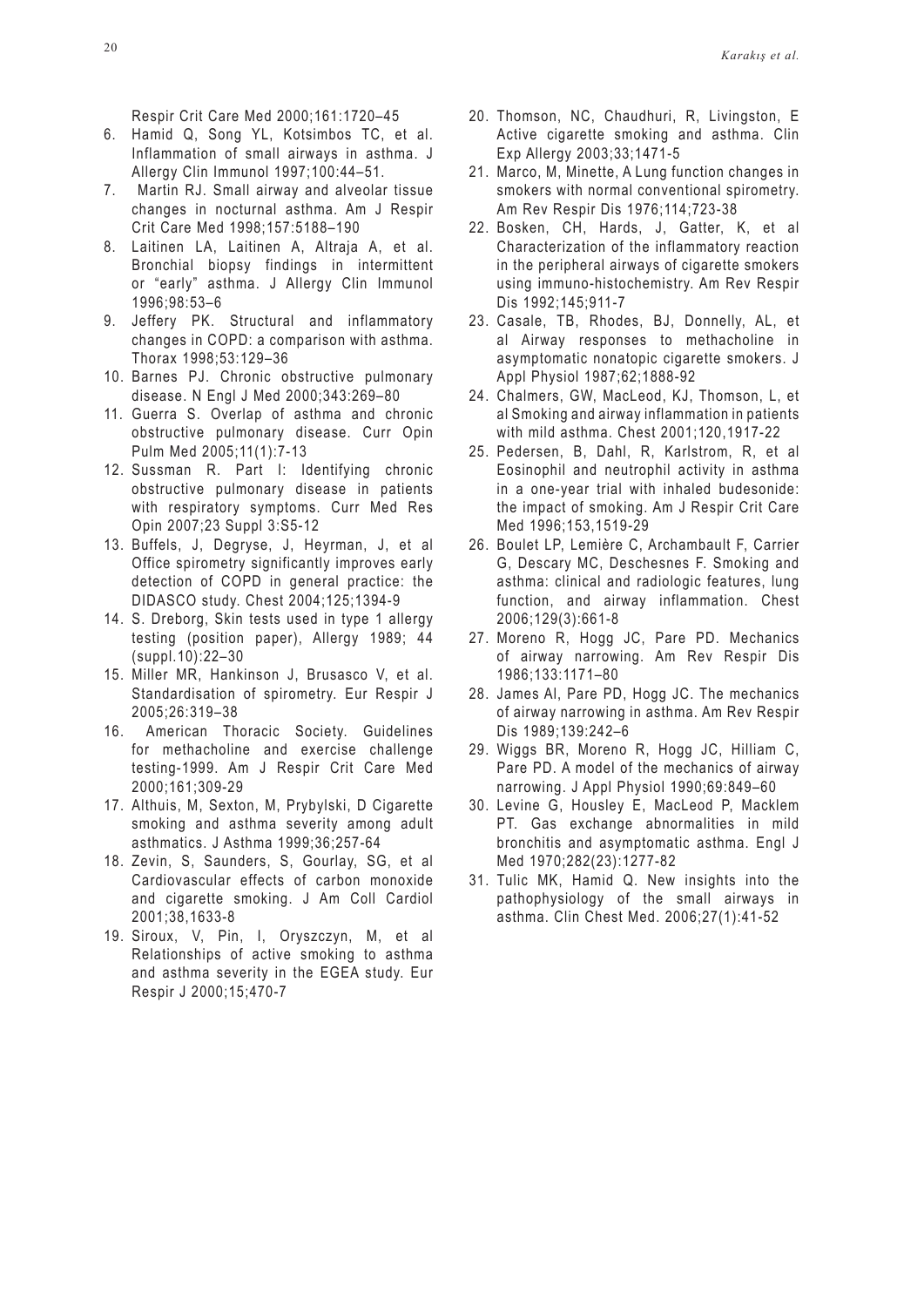Respir Crit Care Med 2000;161:1720–45

6. Hamid Q, Song YL, Kotsimbos TC, et al. Inflammation of small airways in asthma. J Allergy Clin Immunol 1997;100:44–51.
7. Martin RJ. Small airway and alveolar tissue changes in nocturnal asthma. Am J Respir Crit Care Med 1998;157:5188–190
8. Laitinen LA, Laitinen A, Altraja A, et al. Bronchial biopsy findings in intermittent or "early" asthma. J Allergy Clin Immunol 1996;98:53–6
9. Jeffery PK. Structural and inflammatory changes in COPD: a comparison with asthma. Thorax 1998;53:129–36
10. Barnes PJ. Chronic obstructive pulmonary disease. N Engl J Med 2000;343:269–80
11. Guerra S. Overlap of asthma and chronic obstructive pulmonary disease. Curr Opin Pulm Med 2005;11(1):7-13
12. Sussman R. Part I: Identifying chronic obstructive pulmonary disease in patients with respiratory symptoms. Curr Med Res Opin 2007;23 Suppl 3:S5-12
13. Buffels, J, Degryse, J, Heyrman, J, et al Office spirometry significantly improves early detection of COPD in general practice: the DIDASCO study. Chest 2004;125;1394-9
14. S. Dreborg, Skin tests used in type 1 allergy testing (position paper), Allergy 1989; 44 (suppl.10):22–30
15. Miller MR, Hankinson J, Brusasco V, et al. Standardisation of spirometry. Eur Respir J 2005;26:319–38
16. American Thoracic Society. Guidelines for methacholine and exercise challenge testing-1999. Am J Respir Crit Care Med 2000;161;309-29
17. Althuis, M, Sexton, M, Prybylski, D Cigarette smoking and asthma severity among adult asthmatics. J Asthma 1999;36;257-64
18. Zevin, S, Saunders, S, Gourlay, SG, et al Cardiovascular effects of carbon monoxide and cigarette smoking. J Am Coll Cardiol 2001;38,1633-8
19. Siroux, V, Pin, I, Oryszczyn, M, et al Relationships of active smoking to asthma and asthma severity in the EGEA study. Eur Respir J 2000;15;470-7
20. Thomson, NC, Chaudhuri, R, Livingston, E Active cigarette smoking and asthma. Clin Exp Allergy 2003;33;1471-5
21. Marco, M, Minette, A Lung function changes in smokers with normal conventional spirometry. Am Rev Respir Dis 1976;114;723-38
22. Bosken, CH, Hards, J, Gatter, K, et al Characterization of the inflammatory reaction in the peripheral airways of cigarette smokers using immuno-histochemistry. Am Rev Respir Dis 1992;145;911-7
23. Casale, TB, Rhodes, BJ, Donnelly, AL, et al Airway responses to methacholine in asymptomatic nonatopic cigarette smokers. J Appl Physiol 1987;62;1888-92
24. Chalmers, GW, MacLeod, KJ, Thomson, L, et al Smoking and airway inflammation in patients with mild asthma. Chest 2001;120,1917-22
25. Pedersen, B, Dahl, R, Karlstrom, R, et al Eosinophil and neutrophil activity in asthma in a one-year trial with inhaled budesonide: the impact of smoking. Am J Respir Crit Care Med 1996;153,1519-29
26. Boulet LP, Lemière C, Archambault F, Carrier G, Descary MC, Deschesnes F. Smoking and asthma: clinical and radiologic features, lung function, and airway inflammation. Chest 2006;129(3):661-8
27. Moreno R, Hogg JC, Pare PD. Mechanics of airway narrowing. Am Rev Respir Dis 1986;133:1171–80
28. James Al, Pare PD, Hogg JC. The mechanics of airway narrowing in asthma. Am Rev Respir Dis 1989;139:242–6
29. Wiggs BR, Moreno R, Hogg JC, Hilliam C, Pare PD. A model of the mechanics of airway narrowing. J Appl Physiol 1990;69:849–60
30. Levine G, Housley E, MacLeod P, Macklem PT. Gas exchange abnormalities in mild bronchitis and asymptomatic asthma. Engl J Med 1970;282(23):1277-82
31. Tulic MK, Hamid Q. New insights into the pathophysiology of the small airways in asthma. Clin Chest Med. 2006;27(1):41-52